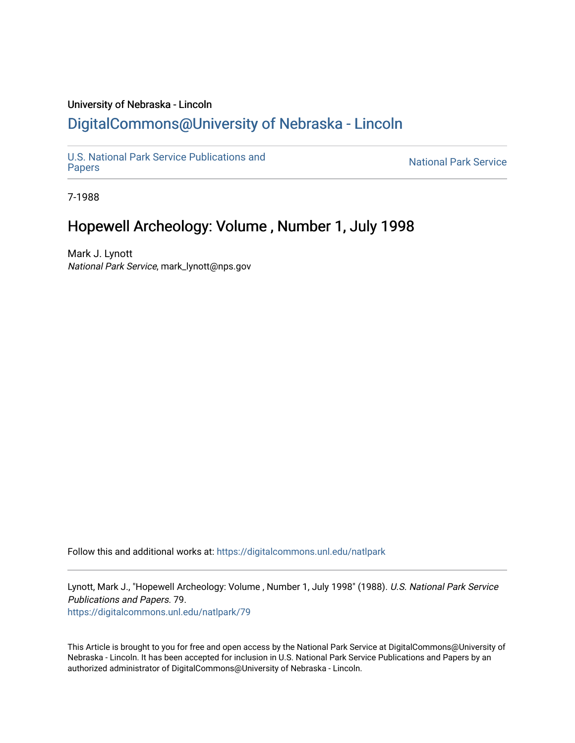University of Nebraska - Lincoln

# DigitalCommons@University of Nebraska - Lincoln

U.S. National Park Service Publications and Papers

National Park Service

7-1988

## Hopewell Archeology: Volume , Number 1, July 1998

Mark J. Lynott
*National Park Service*, mark_lynott@nps.gov

Follow this and additional works at: https://digitalcommons.unl.edu/natlpark

Lynott, Mark J., "Hopewell Archeology: Volume , Number 1, July 1998" (1988). *U.S. National Park Service Publications and Papers*. 79.
https://digitalcommons.unl.edu/natlpark/79

This Article is brought to you for free and open access by the National Park Service at DigitalCommons@University of Nebraska - Lincoln. It has been accepted for inclusion in U.S. National Park Service Publications and Papers by an authorized administrator of DigitalCommons@University of Nebraska - Lincoln.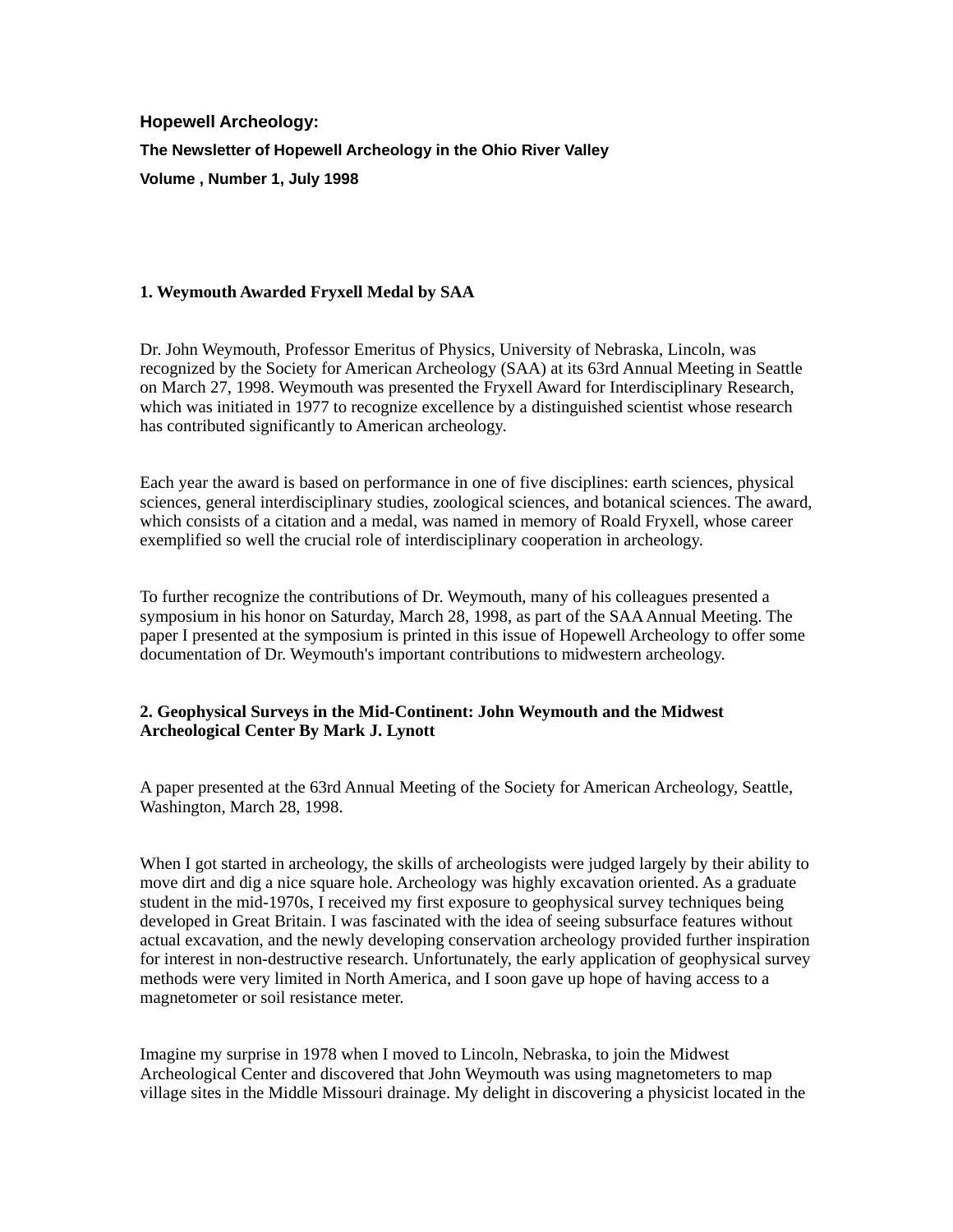# Hopewell Archeology:

### The Newsletter of Hopewell Archeology in the Ohio River Valley

### Volume , Number 1, July 1998

## 1. Weymouth Awarded Fryxell Medal by SAA

Dr. John Weymouth, Professor Emeritus of Physics, University of Nebraska, Lincoln, was recognized by the Society for American Archeology (SAA) at its 63rd Annual Meeting in Seattle on March 27, 1998. Weymouth was presented the Fryxell Award for Interdisciplinary Research, which was initiated in 1977 to recognize excellence by a distinguished scientist whose research has contributed significantly to American archeology.

Each year the award is based on performance in one of five disciplines: earth sciences, physical sciences, general interdisciplinary studies, zoological sciences, and botanical sciences. The award, which consists of a citation and a medal, was named in memory of Roald Fryxell, whose career exemplified so well the crucial role of interdisciplinary cooperation in archeology.

To further recognize the contributions of Dr. Weymouth, many of his colleagues presented a symposium in his honor on Saturday, March 28, 1998, as part of the SAA Annual Meeting. The paper I presented at the symposium is printed in this issue of Hopewell Archeology to offer some documentation of Dr. Weymouth's important contributions to midwestern archeology.

## 2. Geophysical Surveys in the Mid-Continent: John Weymouth and the Midwest Archeological Center By Mark J. Lynott

A paper presented at the 63rd Annual Meeting of the Society for American Archeology, Seattle, Washington, March 28, 1998.

When I got started in archeology, the skills of archeologists were judged largely by their ability to move dirt and dig a nice square hole. Archeology was highly excavation oriented. As a graduate student in the mid-1970s, I received my first exposure to geophysical survey techniques being developed in Great Britain. I was fascinated with the idea of seeing subsurface features without actual excavation, and the newly developing conservation archeology provided further inspiration for interest in non-destructive research. Unfortunately, the early application of geophysical survey methods were very limited in North America, and I soon gave up hope of having access to a magnetometer or soil resistance meter.

Imagine my surprise in 1978 when I moved to Lincoln, Nebraska, to join the Midwest Archeological Center and discovered that John Weymouth was using magnetometers to map village sites in the Middle Missouri drainage. My delight in discovering a physicist located in the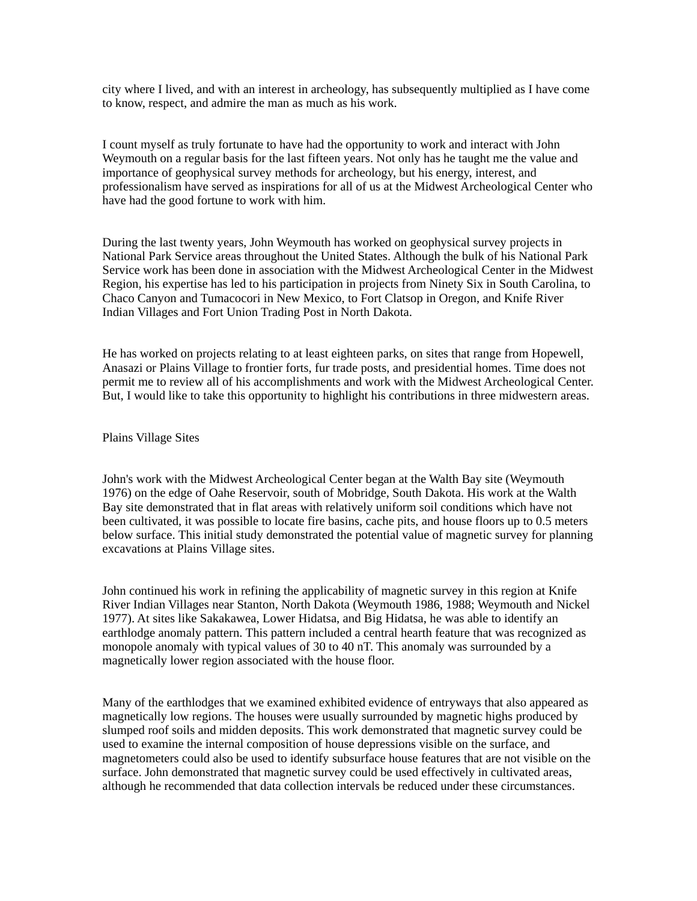city where I lived, and with an interest in archeology, has subsequently multiplied as I have come to know, respect, and admire the man as much as his work.

I count myself as truly fortunate to have had the opportunity to work and interact with John Weymouth on a regular basis for the last fifteen years. Not only has he taught me the value and importance of geophysical survey methods for archeology, but his energy, interest, and professionalism have served as inspirations for all of us at the Midwest Archeological Center who have had the good fortune to work with him.

During the last twenty years, John Weymouth has worked on geophysical survey projects in National Park Service areas throughout the United States. Although the bulk of his National Park Service work has been done in association with the Midwest Archeological Center in the Midwest Region, his expertise has led to his participation in projects from Ninety Six in South Carolina, to Chaco Canyon and Tumacocori in New Mexico, to Fort Clatsop in Oregon, and Knife River Indian Villages and Fort Union Trading Post in North Dakota.

He has worked on projects relating to at least eighteen parks, on sites that range from Hopewell, Anasazi or Plains Village to frontier forts, fur trade posts, and presidential homes. Time does not permit me to review all of his accomplishments and work with the Midwest Archeological Center. But, I would like to take this opportunity to highlight his contributions in three midwestern areas.

## Plains Village Sites

John's work with the Midwest Archeological Center began at the Walth Bay site (Weymouth 1976) on the edge of Oahe Reservoir, south of Mobridge, South Dakota. His work at the Walth Bay site demonstrated that in flat areas with relatively uniform soil conditions which have not been cultivated, it was possible to locate fire basins, cache pits, and house floors up to 0.5 meters below surface. This initial study demonstrated the potential value of magnetic survey for planning excavations at Plains Village sites.

John continued his work in refining the applicability of magnetic survey in this region at Knife River Indian Villages near Stanton, North Dakota (Weymouth 1986, 1988; Weymouth and Nickel 1977). At sites like Sakakawea, Lower Hidatsa, and Big Hidatsa, he was able to identify an earthlodge anomaly pattern. This pattern included a central hearth feature that was recognized as monopole anomaly with typical values of 30 to 40 nT. This anomaly was surrounded by a magnetically lower region associated with the house floor.

Many of the earthlodges that we examined exhibited evidence of entryways that also appeared as magnetically low regions. The houses were usually surrounded by magnetic highs produced by slumped roof soils and midden deposits. This work demonstrated that magnetic survey could be used to examine the internal composition of house depressions visible on the surface, and magnetometers could also be used to identify subsurface house features that are not visible on the surface. John demonstrated that magnetic survey could be used effectively in cultivated areas, although he recommended that data collection intervals be reduced under these circumstances.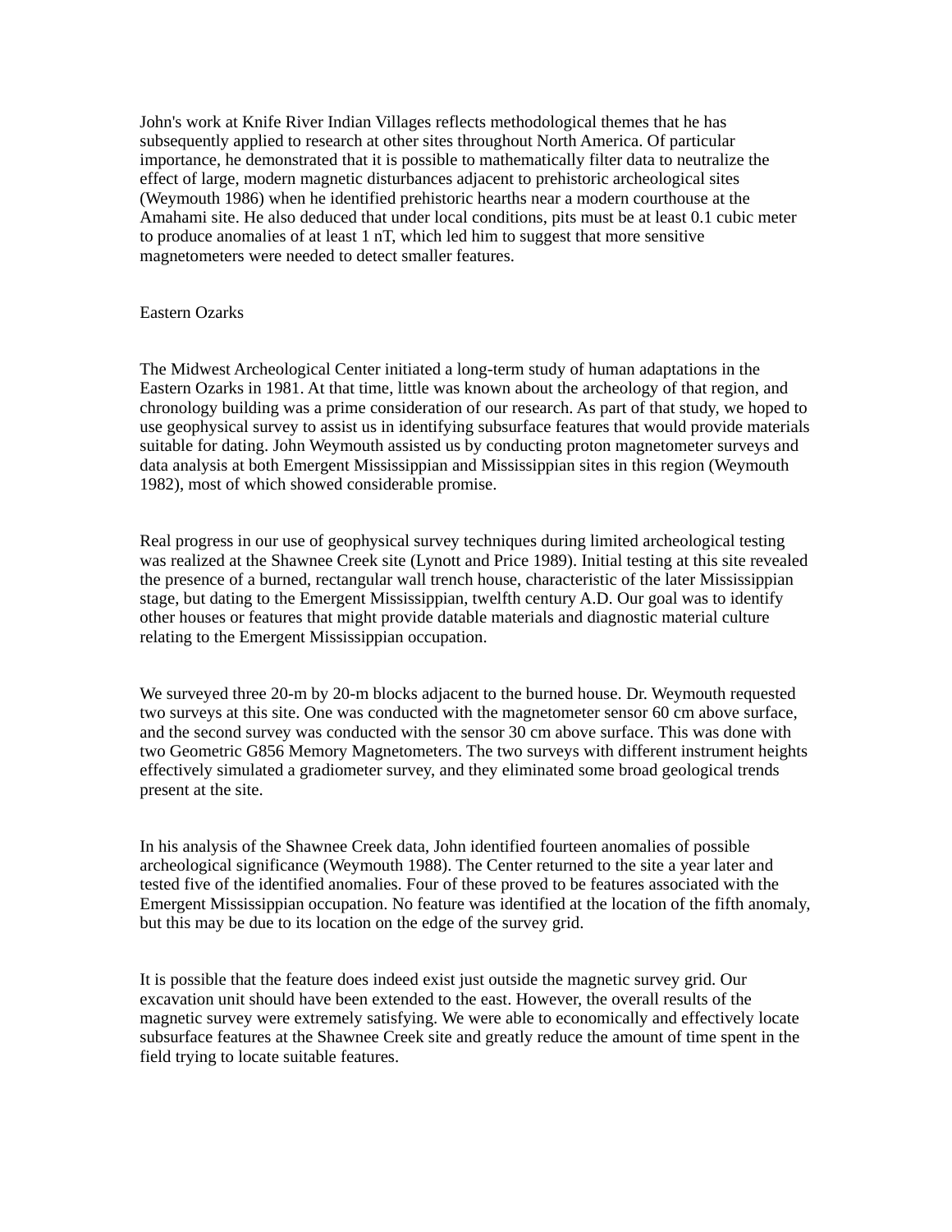John's work at Knife River Indian Villages reflects methodological themes that he has subsequently applied to research at other sites throughout North America. Of particular importance, he demonstrated that it is possible to mathematically filter data to neutralize the effect of large, modern magnetic disturbances adjacent to prehistoric archeological sites (Weymouth 1986) when he identified prehistoric hearths near a modern courthouse at the Amahami site. He also deduced that under local conditions, pits must be at least 0.1 cubic meter to produce anomalies of at least 1 nT, which led him to suggest that more sensitive magnetometers were needed to detect smaller features.

## Eastern Ozarks

The Midwest Archeological Center initiated a long-term study of human adaptations in the Eastern Ozarks in 1981. At that time, little was known about the archeology of that region, and chronology building was a prime consideration of our research. As part of that study, we hoped to use geophysical survey to assist us in identifying subsurface features that would provide materials suitable for dating. John Weymouth assisted us by conducting proton magnetometer surveys and data analysis at both Emergent Mississippian and Mississippian sites in this region (Weymouth 1982), most of which showed considerable promise.

Real progress in our use of geophysical survey techniques during limited archeological testing was realized at the Shawnee Creek site (Lynott and Price 1989). Initial testing at this site revealed the presence of a burned, rectangular wall trench house, characteristic of the later Mississippian stage, but dating to the Emergent Mississippian, twelfth century A.D. Our goal was to identify other houses or features that might provide datable materials and diagnostic material culture relating to the Emergent Mississippian occupation.

We surveyed three 20-m by 20-m blocks adjacent to the burned house. Dr. Weymouth requested two surveys at this site. One was conducted with the magnetometer sensor 60 cm above surface, and the second survey was conducted with the sensor 30 cm above surface. This was done with two Geometric G856 Memory Magnetometers. The two surveys with different instrument heights effectively simulated a gradiometer survey, and they eliminated some broad geological trends present at the site.

In his analysis of the Shawnee Creek data, John identified fourteen anomalies of possible archeological significance (Weymouth 1988). The Center returned to the site a year later and tested five of the identified anomalies. Four of these proved to be features associated with the Emergent Mississippian occupation. No feature was identified at the location of the fifth anomaly, but this may be due to its location on the edge of the survey grid.

It is possible that the feature does indeed exist just outside the magnetic survey grid. Our excavation unit should have been extended to the east. However, the overall results of the magnetic survey were extremely satisfying. We were able to economically and effectively locate subsurface features at the Shawnee Creek site and greatly reduce the amount of time spent in the field trying to locate suitable features.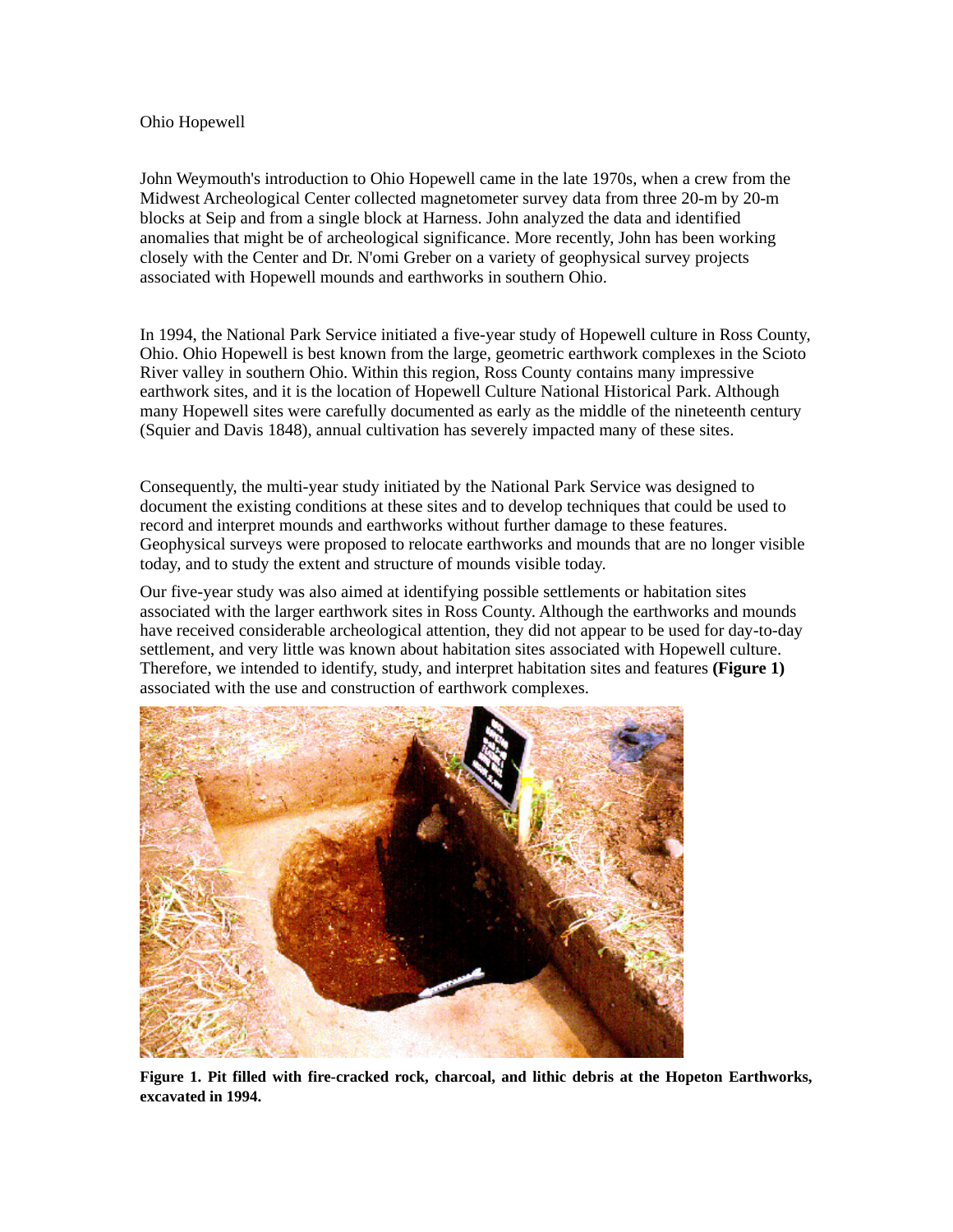## Ohio Hopewell

John Weymouth's introduction to Ohio Hopewell came in the late 1970s, when a crew from the Midwest Archeological Center collected magnetometer survey data from three 20-m by 20-m blocks at Seip and from a single block at Harness. John analyzed the data and identified anomalies that might be of archeological significance. More recently, John has been working closely with the Center and Dr. N'omi Greber on a variety of geophysical survey projects associated with Hopewell mounds and earthworks in southern Ohio.

In 1994, the National Park Service initiated a five-year study of Hopewell culture in Ross County, Ohio. Ohio Hopewell is best known from the large, geometric earthwork complexes in the Scioto River valley in southern Ohio. Within this region, Ross County contains many impressive earthwork sites, and it is the location of Hopewell Culture National Historical Park. Although many Hopewell sites were carefully documented as early as the middle of the nineteenth century (Squier and Davis 1848), annual cultivation has severely impacted many of these sites.

Consequently, the multi-year study initiated by the National Park Service was designed to document the existing conditions at these sites and to develop techniques that could be used to record and interpret mounds and earthworks without further damage to these features. Geophysical surveys were proposed to relocate earthworks and mounds that are no longer visible today, and to study the extent and structure of mounds visible today.

Our five-year study was also aimed at identifying possible settlements or habitation sites associated with the larger earthwork sites in Ross County. Although the earthworks and mounds have received considerable archeological attention, they did not appear to be used for day-to-day settlement, and very little was known about habitation sites associated with Hopewell culture. Therefore, we intended to identify, study, and interpret habitation sites and features **(Figure 1)** associated with the use and construction of earthwork complexes.

**Figure 1. Pit filled with fire-cracked rock, charcoal, and lithic debris at the Hopeton Earthworks, excavated in 1994.**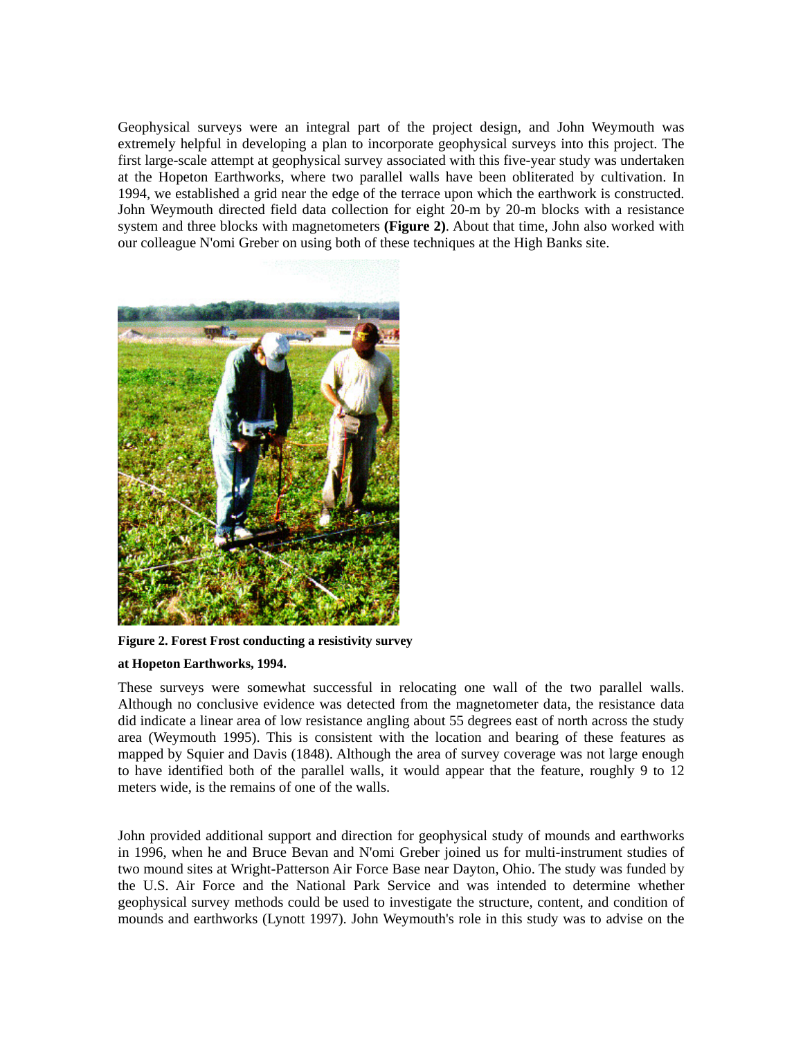Geophysical surveys were an integral part of the project design, and John Weymouth was extremely helpful in developing a plan to incorporate geophysical surveys into this project. The first large-scale attempt at geophysical survey associated with this five-year study was undertaken at the Hopeton Earthworks, where two parallel walls have been obliterated by cultivation. In 1994, we established a grid near the edge of the terrace upon which the earthwork is constructed. John Weymouth directed field data collection for eight 20-m by 20-m blocks with a resistance system and three blocks with magnetometers **(Figure 2)**. About that time, John also worked with our colleague N'omi Greber on using both of these techniques at the High Banks site.

**Figure 2. Forest Frost conducting a resistivity survey at Hopeton Earthworks, 1994.**

These surveys were somewhat successful in relocating one wall of the two parallel walls. Although no conclusive evidence was detected from the magnetometer data, the resistance data did indicate a linear area of low resistance angling about 55 degrees east of north across the study area (Weymouth 1995). This is consistent with the location and bearing of these features as mapped by Squier and Davis (1848). Although the area of survey coverage was not large enough to have identified both of the parallel walls, it would appear that the feature, roughly 9 to 12 meters wide, is the remains of one of the walls.

John provided additional support and direction for geophysical study of mounds and earthworks in 1996, when he and Bruce Bevan and N'omi Greber joined us for multi-instrument studies of two mound sites at Wright-Patterson Air Force Base near Dayton, Ohio. The study was funded by the U.S. Air Force and the National Park Service and was intended to determine whether geophysical survey methods could be used to investigate the structure, content, and condition of mounds and earthworks (Lynott 1997). John Weymouth's role in this study was to advise on the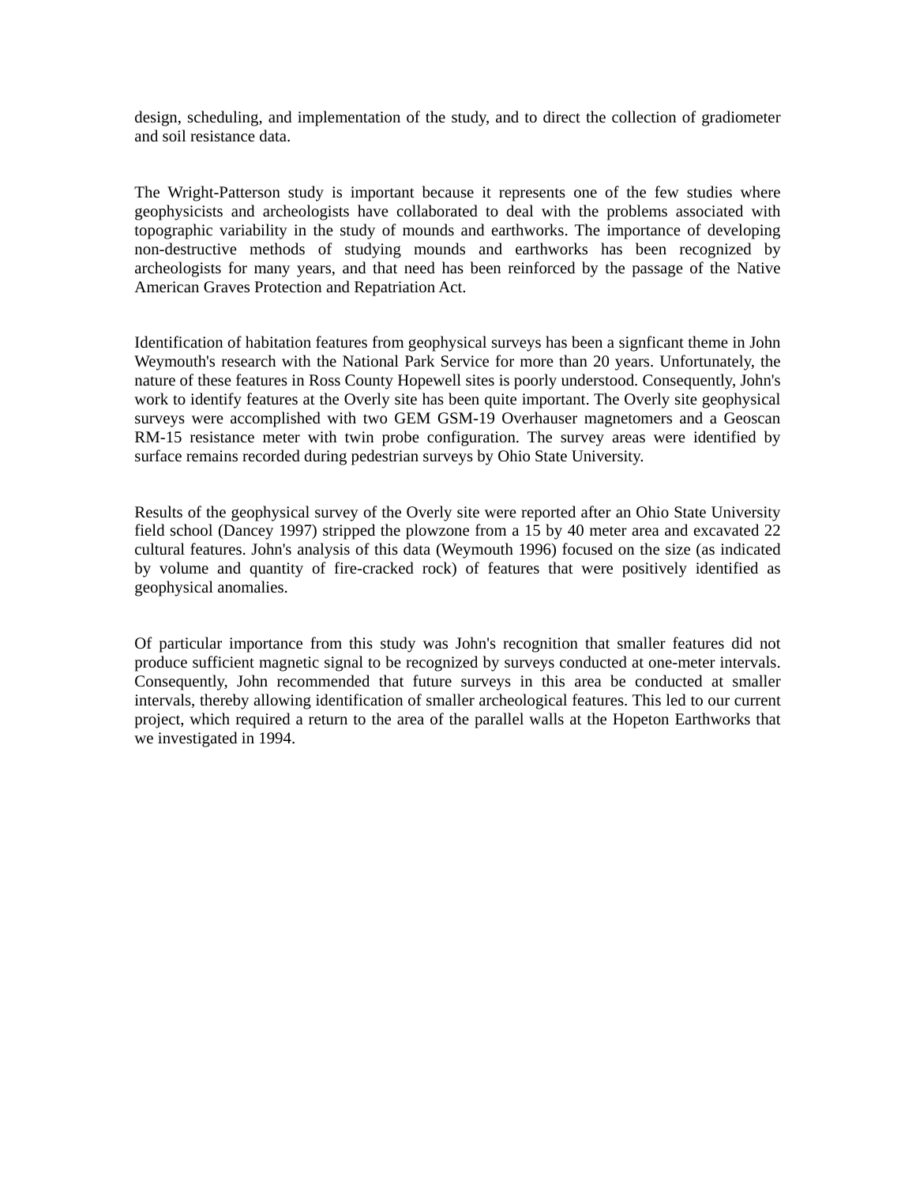design, scheduling, and implementation of the study, and to direct the collection of gradiometer and soil resistance data.

The Wright-Patterson study is important because it represents one of the few studies where geophysicists and archeologists have collaborated to deal with the problems associated with topographic variability in the study of mounds and earthworks. The importance of developing non-destructive methods of studying mounds and earthworks has been recognized by archeologists for many years, and that need has been reinforced by the passage of the Native American Graves Protection and Repatriation Act.

Identification of habitation features from geophysical surveys has been a signficant theme in John Weymouth's research with the National Park Service for more than 20 years. Unfortunately, the nature of these features in Ross County Hopewell sites is poorly understood. Consequently, John's work to identify features at the Overly site has been quite important. The Overly site geophysical surveys were accomplished with two GEM GSM-19 Overhauser magnetomers and a Geoscan RM-15 resistance meter with twin probe configuration. The survey areas were identified by surface remains recorded during pedestrian surveys by Ohio State University.

Results of the geophysical survey of the Overly site were reported after an Ohio State University field school (Dancey 1997) stripped the plowzone from a 15 by 40 meter area and excavated 22 cultural features. John's analysis of this data (Weymouth 1996) focused on the size (as indicated by volume and quantity of fire-cracked rock) of features that were positively identified as geophysical anomalies.

Of particular importance from this study was John's recognition that smaller features did not produce sufficient magnetic signal to be recognized by surveys conducted at one-meter intervals. Consequently, John recommended that future surveys in this area be conducted at smaller intervals, thereby allowing identification of smaller archeological features. This led to our current project, which required a return to the area of the parallel walls at the Hopeton Earthworks that we investigated in 1994.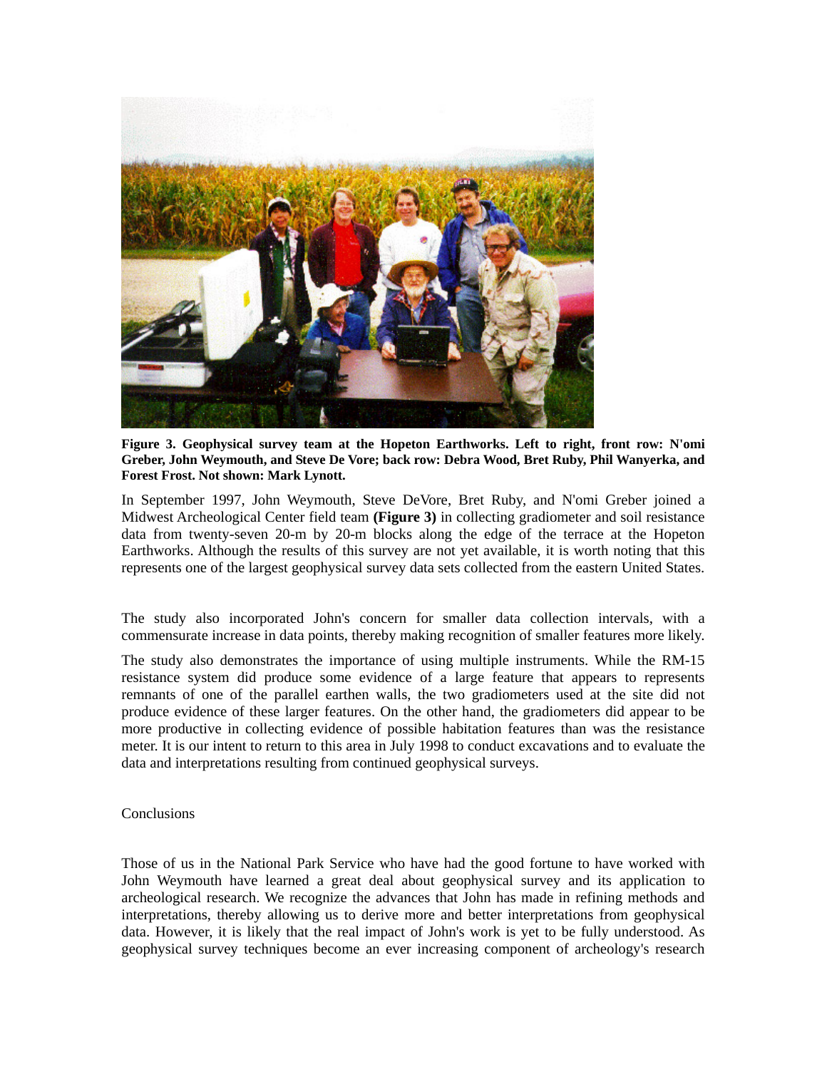**Figure 3. Geophysical survey team at the Hopeton Earthworks. Left to right, front row: N'omi Greber, John Weymouth, and Steve De Vore; back row: Debra Wood, Bret Ruby, Phil Wanyerka, and Forest Frost. Not shown: Mark Lynott.**

In September 1997, John Weymouth, Steve DeVore, Bret Ruby, and N'omi Greber joined a Midwest Archeological Center field team **(Figure 3)** in collecting gradiometer and soil resistance data from twenty-seven 20-m by 20-m blocks along the edge of the terrace at the Hopeton Earthworks. Although the results of this survey are not yet available, it is worth noting that this represents one of the largest geophysical survey data sets collected from the eastern United States.

The study also incorporated John's concern for smaller data collection intervals, with a commensurate increase in data points, thereby making recognition of smaller features more likely.

The study also demonstrates the importance of using multiple instruments. While the RM-15 resistance system did produce some evidence of a large feature that appears to represents remnants of one of the parallel earthen walls, the two gradiometers used at the site did not produce evidence of these larger features. On the other hand, the gradiometers did appear to be more productive in collecting evidence of possible habitation features than was the resistance meter. It is our intent to return to this area in July 1998 to conduct excavations and to evaluate the data and interpretations resulting from continued geophysical surveys.

## Conclusions

Those of us in the National Park Service who have had the good fortune to have worked with John Weymouth have learned a great deal about geophysical survey and its application to archeological research. We recognize the advances that John has made in refining methods and interpretations, thereby allowing us to derive more and better interpretations from geophysical data. However, it is likely that the real impact of John's work is yet to be fully understood. As geophysical survey techniques become an ever increasing component of archeology's research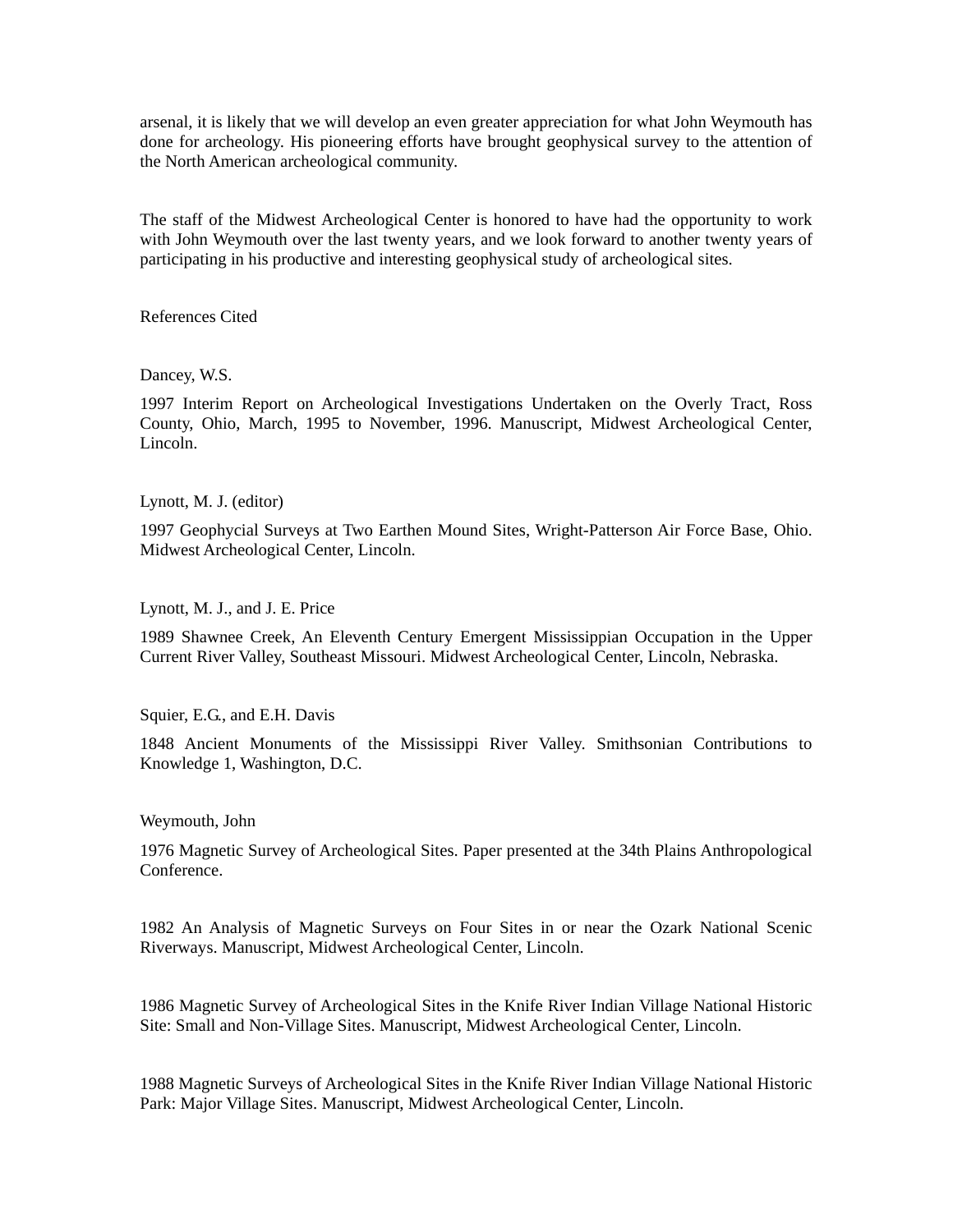arsenal, it is likely that we will develop an even greater appreciation for what John Weymouth has done for archeology. His pioneering efforts have brought geophysical survey to the attention of the North American archeological community.

The staff of the Midwest Archeological Center is honored to have had the opportunity to work with John Weymouth over the last twenty years, and we look forward to another twenty years of participating in his productive and interesting geophysical study of archeological sites.

## References Cited

Dancey, W.S.

1997 Interim Report on Archeological Investigations Undertaken on the Overly Tract, Ross County, Ohio, March, 1995 to November, 1996. Manuscript, Midwest Archeological Center, Lincoln.

Lynott, M. J. (editor)

1997 Geophycial Surveys at Two Earthen Mound Sites, Wright-Patterson Air Force Base, Ohio. Midwest Archeological Center, Lincoln.

Lynott, M. J., and J. E. Price

1989 Shawnee Creek, An Eleventh Century Emergent Mississippian Occupation in the Upper Current River Valley, Southeast Missouri. Midwest Archeological Center, Lincoln, Nebraska.

Squier, E.G., and E.H. Davis

1848 Ancient Monuments of the Mississippi River Valley. Smithsonian Contributions to Knowledge 1, Washington, D.C.

Weymouth, John

1976 Magnetic Survey of Archeological Sites. Paper presented at the 34th Plains Anthropological Conference.

1982 An Analysis of Magnetic Surveys on Four Sites in or near the Ozark National Scenic Riverways. Manuscript, Midwest Archeological Center, Lincoln.

1986 Magnetic Survey of Archeological Sites in the Knife River Indian Village National Historic Site: Small and Non-Village Sites. Manuscript, Midwest Archeological Center, Lincoln.

1988 Magnetic Surveys of Archeological Sites in the Knife River Indian Village National Historic Park: Major Village Sites. Manuscript, Midwest Archeological Center, Lincoln.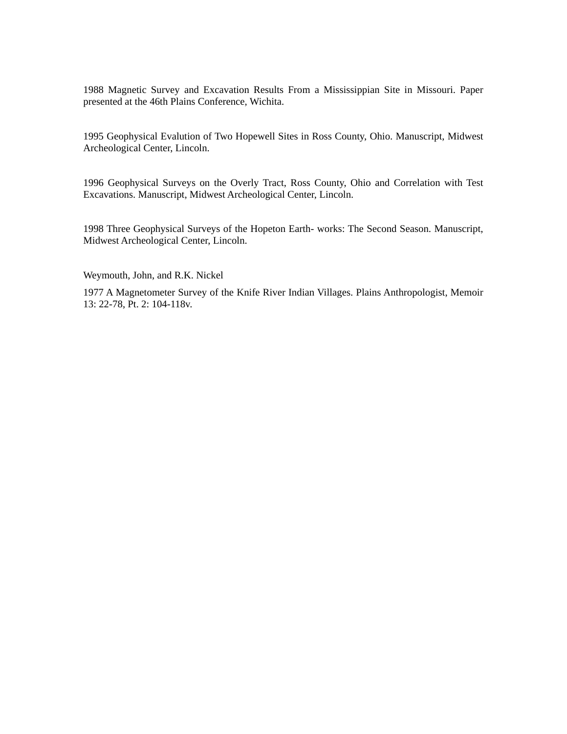1988 Magnetic Survey and Excavation Results From a Mississippian Site in Missouri. Paper presented at the 46th Plains Conference, Wichita.

1995 Geophysical Evalution of Two Hopewell Sites in Ross County, Ohio. Manuscript, Midwest Archeological Center, Lincoln.

1996 Geophysical Surveys on the Overly Tract, Ross County, Ohio and Correlation with Test Excavations. Manuscript, Midwest Archeological Center, Lincoln.

1998 Three Geophysical Surveys of the Hopeton Earth- works: The Second Season. Manuscript, Midwest Archeological Center, Lincoln.

Weymouth, John, and R.K. Nickel

1977 A Magnetometer Survey of the Knife River Indian Villages. Plains Anthropologist, Memoir 13: 22-78, Pt. 2: 104-118v.